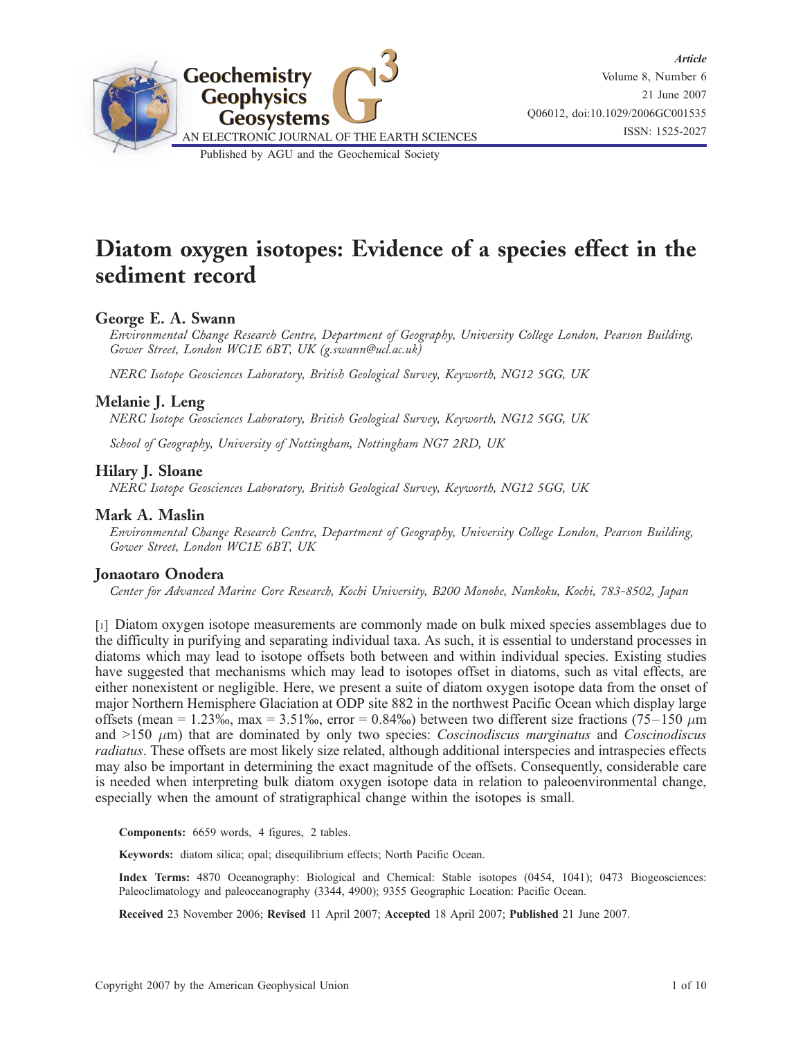# Diatom oxygen isotopes: Evidence of a species effect in the sediment record

## George E. A. Swann

*Environmental Change Research Centre, Department of Geography, University College London, Pearson Building, Gower Street, London WC1E 6BT, UK (g.swann@ucl.ac.uk)*

*NERC Isotope Geosciences Laboratory, British Geological Survey, Keyworth, NG12 5GG, UK*

## Melanie J. Leng

*NERC Isotope Geosciences Laboratory, British Geological Survey, Keyworth, NG12 5GG, UK*

*School of Geography, University of Nottingham, Nottingham NG7 2RD, UK*

## Hilary J. Sloane

*NERC Isotope Geosciences Laboratory, British Geological Survey, Keyworth, NG12 5GG, UK*

## Mark A. Maslin

*Environmental Change Research Centre, Department of Geography, University College London, Pearson Building, Gower Street, London WC1E 6BT, UK*

## Jonaotaro Onodera

*Center for Advanced Marine Core Research, Kochi University, B200 Monobe, Nankoku, Kochi, 783-8502, Japan*

[1] Diatom oxygen isotope measurements are commonly made on bulk mixed species assemblages due to the difficulty in purifying and separating individual taxa. As such, it is essential to understand processes in diatoms which may lead to isotope offsets both between and within individual species. Existing studies have suggested that mechanisms which may lead to isotopes offset in diatoms, such as vital effects, are either nonexistent or negligible. Here, we present a suite of diatom oxygen isotope data from the onset of major Northern Hemisphere Glaciation at ODP site 882 in the northwest Pacific Ocean which display large offsets (mean = 1.23‰, max = 3.51‰, error = 0.84‰) between two different size fractions (75–150 $\mu$m and >150 $\mu$m) that are dominated by only two species: *Coscinodiscus marginatus* and *Coscinodiscus radiatus*. These offsets are most likely size related, although additional interspecies and intraspecies effects may also be important in determining the exact magnitude of the offsets. Consequently, considerable care is needed when interpreting bulk diatom oxygen isotope data in relation to paleoenvironmental change, especially when the amount of stratigraphical change within the isotopes is small.

**Components:** 6659 words, 4 figures, 2 tables.

**Keywords:** diatom silica; opal; disequilibrium effects; North Pacific Ocean.

**Index Terms:** 4870 Oceanography: Biological and Chemical: Stable isotopes (0454, 1041); 0473 Biogeosciences: Paleoclimatology and paleoceanography (3344, 4900); 9355 Geographic Location: Pacific Ocean.

**Received** 23 November 2006; **Revised** 11 April 2007; **Accepted** 18 April 2007; **Published** 21 June 2007.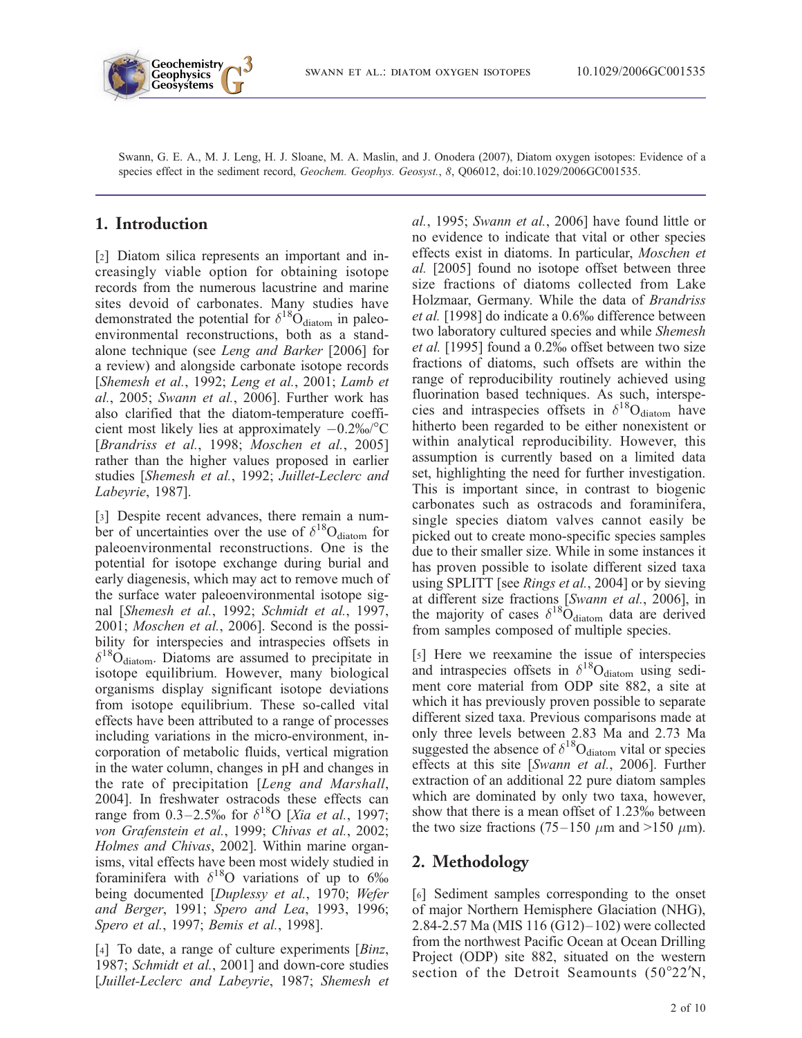Swann, G. E. A., M. J. Leng, H. J. Sloane, M. A. Maslin, and J. Onodera (2007), Diatom oxygen isotopes: Evidence of a species effect in the sediment record, *Geochem. Geophys. Geosyst.*, *8*, Q06012, doi:10.1029/2006GC001535.

## 1. Introduction

[2] Diatom silica represents an important and increasingly viable option for obtaining isotope records from the numerous lacustrine and marine sites devoid of carbonates. Many studies have demonstrated the potential for $\delta^{18}O_{diatom}$ in paleoenvironmental reconstructions, both as a stand-alone technique (see *Leng and Barker* [2006] for a review) and alongside carbonate isotope records [*Shemesh et al.*, 1992; *Leng et al.*, 2001; *Lamb et al.*, 2005; *Swann et al.*, 2006]. Further work has also clarified that the diatom-temperature coefficient most likely lies at approximately −0.2‰/°C [*Brandriss et al.*, 1998; *Moschen et al.*, 2005] rather than the higher values proposed in earlier studies [*Shemesh et al.*, 1992; *Juillet-Leclerc and Labeyrie*, 1987].

[3] Despite recent advances, there remain a number of uncertainties over the use of $\delta^{18}O_{diatom}$ for paleoenvironmental reconstructions. One is the potential for isotope exchange during burial and early diagenesis, which may act to remove much of the surface water paleoenvironmental isotope signal [*Shemesh et al.*, 1992; *Schmidt et al.*, 1997, 2001; *Moschen et al.*, 2006]. Second is the possibility for interspecies and intraspecies offsets in $\delta^{18}O_{diatom}$. Diatoms are assumed to precipitate in isotope equilibrium. However, many biological organisms display significant isotope deviations from isotope equilibrium. These so-called vital effects have been attributed to a range of processes including variations in the micro-environment, incorporation of metabolic fluids, vertical migration in the water column, changes in pH and changes in the rate of precipitation [*Leng and Marshall*, 2004]. In freshwater ostracods these effects can range from 0.3–2.5‰ for $\delta^{18}O$ [*Xia et al.*, 1997; *von Grafenstein et al.*, 1999; *Chivas et al.*, 2002; *Holmes and Chivas*, 2002]. Within marine organisms, vital effects have been most widely studied in foraminifera with $\delta^{18}O$ variations of up to 6‰ being documented [*Duplessy et al.*, 1970; *Wefer and Berger*, 1991; *Spero and Lea*, 1993, 1996; *Spero et al.*, 1997; *Bemis et al.*, 1998].

[4] To date, a range of culture experiments [*Binz*, 1987; *Schmidt et al.*, 2001] and down-core studies [*Juillet-Leclerc and Labeyrie*, 1987; *Shemesh et al.*, 1995; *Swann et al.*, 2006] have found little or no evidence to indicate that vital or other species effects exist in diatoms. In particular, *Moschen et al.* [2005] found no isotope offset between three size fractions of diatoms collected from Lake Holzmaar, Germany. While the data of *Brandriss et al.* [1998] do indicate a 0.6‰ difference between two laboratory cultured species and while *Shemesh et al.* [1995] found a 0.2‰ offset between two size fractions of diatoms, such offsets are within the range of reproducibility routinely achieved using fluorination based techniques. As such, interspecies and intraspecies offsets in $\delta^{18}O_{diatom}$ have hitherto been regarded to be either nonexistent or within analytical reproducibility. However, this assumption is currently based on a limited data set, highlighting the need for further investigation. This is important since, in contrast to biogenic carbonates such as ostracods and foraminifera, single species diatom valves cannot easily be picked out to create mono-specific species samples due to their smaller size. While in some instances it has proven possible to isolate different sized taxa using SPLITT [see *Rings et al.*, 2004] or by sieving at different size fractions [*Swann et al.*, 2006], in the majority of cases $\delta^{18}O_{diatom}$ data are derived from samples composed of multiple species.

[5] Here we reexamine the issue of interspecies and intraspecies offsets in $\delta^{18}O_{diatom}$ using sediment core material from ODP site 882, a site at which it has previously proven possible to separate different sized taxa. Previous comparisons made at only three levels between 2.83 Ma and 2.73 Ma suggested the absence of $\delta^{18}O_{diatom}$ vital or species effects at this site [*Swann et al.*, 2006]. Further extraction of an additional 22 pure diatom samples which are dominated by only two taxa, however, show that there is a mean offset of 1.23‰ between the two size fractions (75–150 $\mu$m and >150 $\mu$m).

## 2. Methodology

[6] Sediment samples corresponding to the onset of major Northern Hemisphere Glaciation (NHG), 2.84-2.57 Ma (MIS 116 (G12)–102) were collected from the northwest Pacific Ocean at Ocean Drilling Project (ODP) site 882, situated on the western section of the Detroit Seamounts (50°22′N,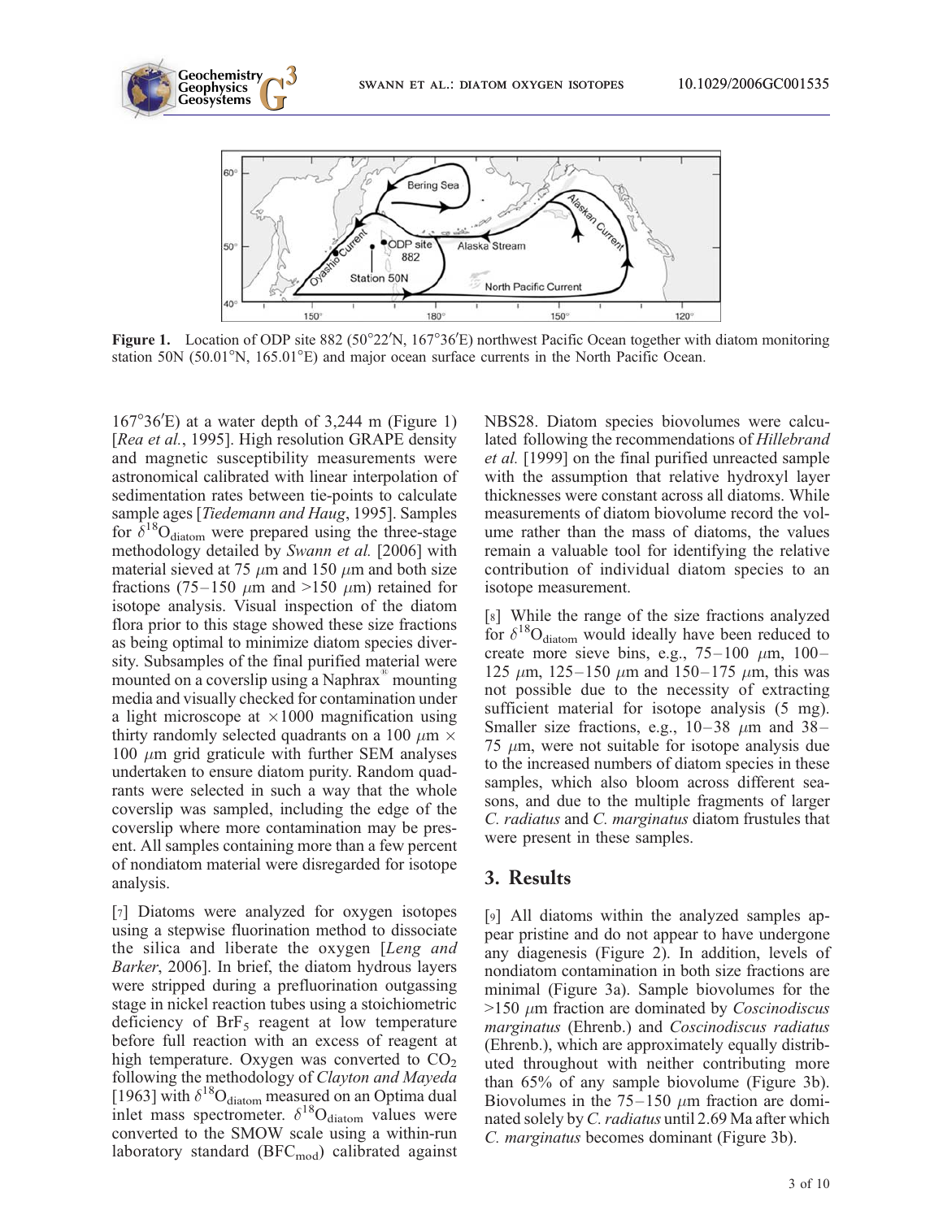Figure 1. Location of ODP site 882 (50°22′N, 167°36′E) northwest Pacific Ocean together with diatom monitoring station 50N (50.01°N, 165.01°E) and major ocean surface currents in the North Pacific Ocean.

167°36′E) at a water depth of 3,244 m (Figure 1) [*Rea et al.*, 1995]. High resolution GRAPE density and magnetic susceptibility measurements were astronomical calibrated with linear interpolation of sedimentation rates between tie-points to calculate sample ages [*Tiedemann and Haug*, 1995]. Samples for $\delta^{18}O_{diatom}$ were prepared using the three-stage methodology detailed by *Swann et al.* [2006] with material sieved at 75 $\mu$m and 150 $\mu$m and both size fractions (75–150 $\mu$m and >150 $\mu$m) retained for isotope analysis. Visual inspection of the diatom flora prior to this stage showed these size fractions as being optimal to minimize diatom species diversity. Subsamples of the final purified material were mounted on a coverslip using a Naphrax® mounting media and visually checked for contamination under a light microscope at $\times$1000 magnification using thirty randomly selected quadrants on a 100 $\mu$m $\times$ 100 $\mu$m grid graticule with further SEM analyses undertaken to ensure diatom purity. Random quadrants were selected in such a way that the whole coverslip was sampled, including the edge of the coverslip where more contamination may be present. All samples containing more than a few percent of nondiatom material were disregarded for isotope analysis.

[7] Diatoms were analyzed for oxygen isotopes using a stepwise fluorination method to dissociate the silica and liberate the oxygen [*Leng and Barker*, 2006]. In brief, the diatom hydrous layers were stripped during a prefluorination outgassing stage in nickel reaction tubes using a stoichiometric deficiency of $BrF_5$ reagent at low temperature before full reaction with an excess of reagent at high temperature. Oxygen was converted to $CO_2$ following the methodology of *Clayton and Mayeda* [1963] with $\delta^{18}O_{diatom}$ measured on an Optima dual inlet mass spectrometer. $\delta^{18}O_{diatom}$ values were converted to the SMOW scale using a within-run laboratory standard ($BFC_{mod}$) calibrated against NBS28. Diatom species biovolumes were calculated following the recommendations of *Hillebrand et al.* [1999] on the final purified unreacted sample with the assumption that relative hydroxyl layer thicknesses were constant across all diatoms. While measurements of diatom biovolume record the volume rather than the mass of diatoms, the values remain a valuable tool for identifying the relative contribution of individual diatom species to an isotope measurement.

[8] While the range of the size fractions analyzed for $\delta^{18}O_{diatom}$ would ideally have been reduced to create more sieve bins, e.g., 75–100 $\mu$m, 100–125 $\mu$m, 125–150 $\mu$m and 150–175 $\mu$m, this was not possible due to the necessity of extracting sufficient material for isotope analysis (5 mg). Smaller size fractions, e.g., 10–38 $\mu$m and 38–75 $\mu$m, were not suitable for isotope analysis due to the increased numbers of diatom species in these samples, which also bloom across different seasons, and due to the multiple fragments of larger *C. radiatus* and *C. marginatus* diatom frustules that were present in these samples.

## 3. Results

[9] All diatoms within the analyzed samples appear pristine and do not appear to have undergone any diagenesis (Figure 2). In addition, levels of nondiatom contamination in both size fractions are minimal (Figure 3a). Sample biovolumes for the >150 $\mu$m fraction are dominated by *Coscinodiscus marginatus* (Ehrenb.) and *Coscinodiscus radiatus* (Ehrenb.), which are approximately equally distributed throughout with neither contributing more than 65% of any sample biovolume (Figure 3b). Biovolumes in the 75–150 $\mu$m fraction are dominated solely by *C. radiatus* until 2.69 Ma after which *C. marginatus* becomes dominant (Figure 3b).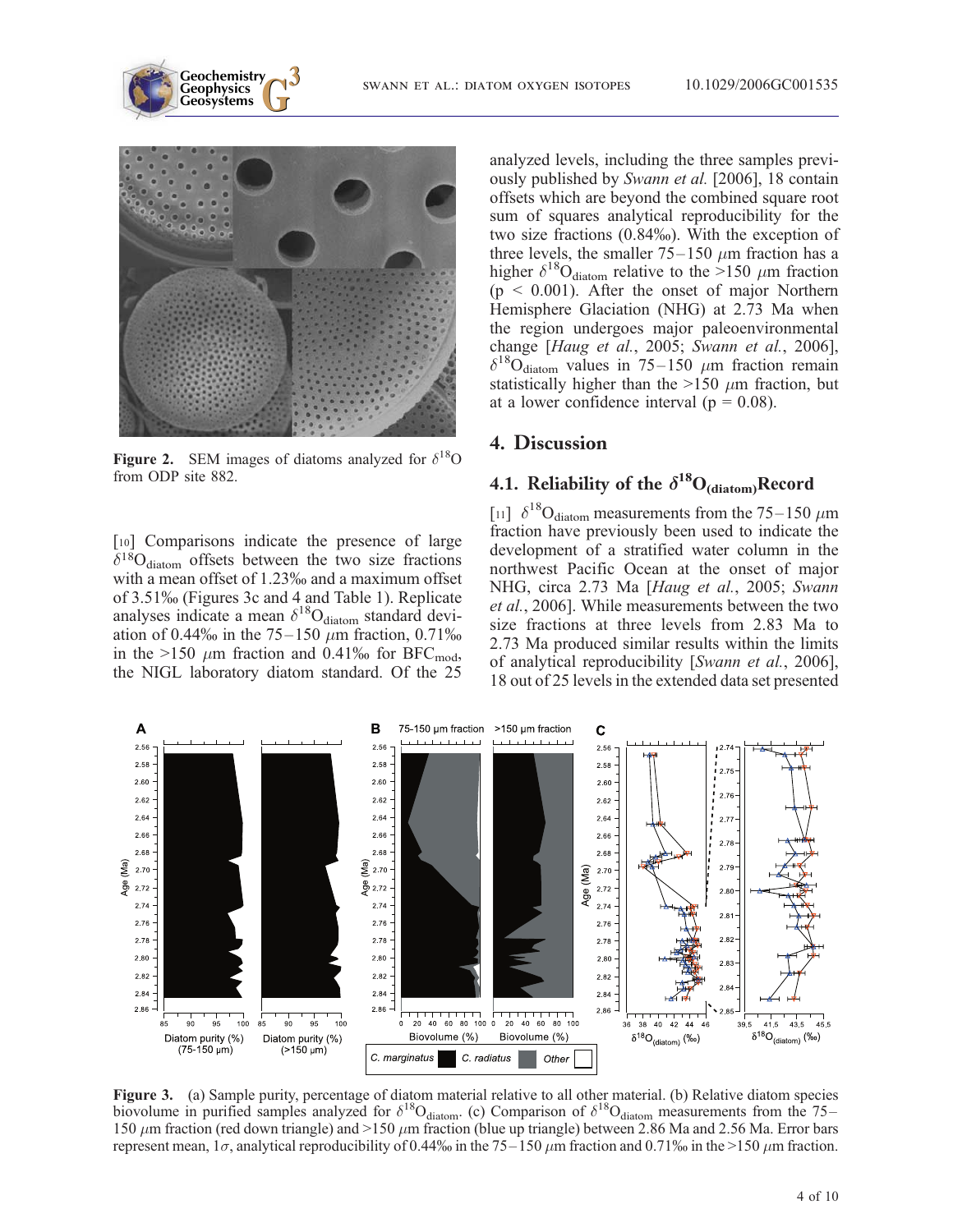**Figure 2.** SEM images of diatoms analyzed for $\delta^{18}O$ from ODP site 882.

[10] Comparisons indicate the presence of large $\delta^{18}O_{diatom}$ offsets between the two size fractions with a mean offset of 1.23‰ and a maximum offset of 3.51‰ (Figures 3c and 4 and Table 1). Replicate analyses indicate a mean $\delta^{18}O_{diatom}$ standard deviation of 0.44‰ in the 75–150 $\mu$m fraction, 0.71‰ in the >150 $\mu$m fraction and 0.41‰ for $BFC_{mod}$, the NIGL laboratory diatom standard. Of the 25 analyzed levels, including the three samples previously published by *Swann et al.* [2006], 18 contain offsets which are beyond the combined square root sum of squares analytical reproducibility for the two size fractions (0.84‰). With the exception of three levels, the smaller 75–150 $\mu$m fraction has a higher $\delta^{18}O_{diatom}$ relative to the >150 $\mu$m fraction ($p < 0.001$). After the onset of major Northern Hemisphere Glaciation (NHG) at 2.73 Ma when the region undergoes major paleoenvironmental change [*Haug et al.*, 2005; *Swann et al.*, 2006], $\delta^{18}O_{diatom}$ values in 75–150 $\mu$m fraction remain statistically higher than the >150 $\mu$m fraction, but at a lower confidence interval ($p = 0.08$).

## 4. Discussion

### 4.1. Reliability of the $\delta^{18}O_{(diatom)}$ Record

[11] $\delta^{18}O_{diatom}$ measurements from the 75–150 $\mu$m fraction have previously been used to indicate the development of a stratified water column in the northwest Pacific Ocean at the onset of major NHG, circa 2.73 Ma [*Haug et al.*, 2005; *Swann et al.*, 2006]. While measurements between the two size fractions at three levels from 2.83 Ma to 2.73 Ma produced similar results within the limits of analytical reproducibility [*Swann et al.*, 2006], 18 out of 25 levels in the extended data set presented

**Figure 3.** (a) Sample purity, percentage of diatom material relative to all other material. (b) Relative diatom species biovolume in purified samples analyzed for $\delta^{18}O_{diatom}$. (c) Comparison of $\delta^{18}O_{diatom}$ measurements from the 75–150 $\mu$m fraction (red down triangle) and >150 $\mu$m fraction (blue up triangle) between 2.86 Ma and 2.56 Ma. Error bars represent mean, 1$\sigma$, analytical reproducibility of 0.44‰ in the 75–150 $\mu$m fraction and 0.71‰ in the >150 $\mu$m fraction.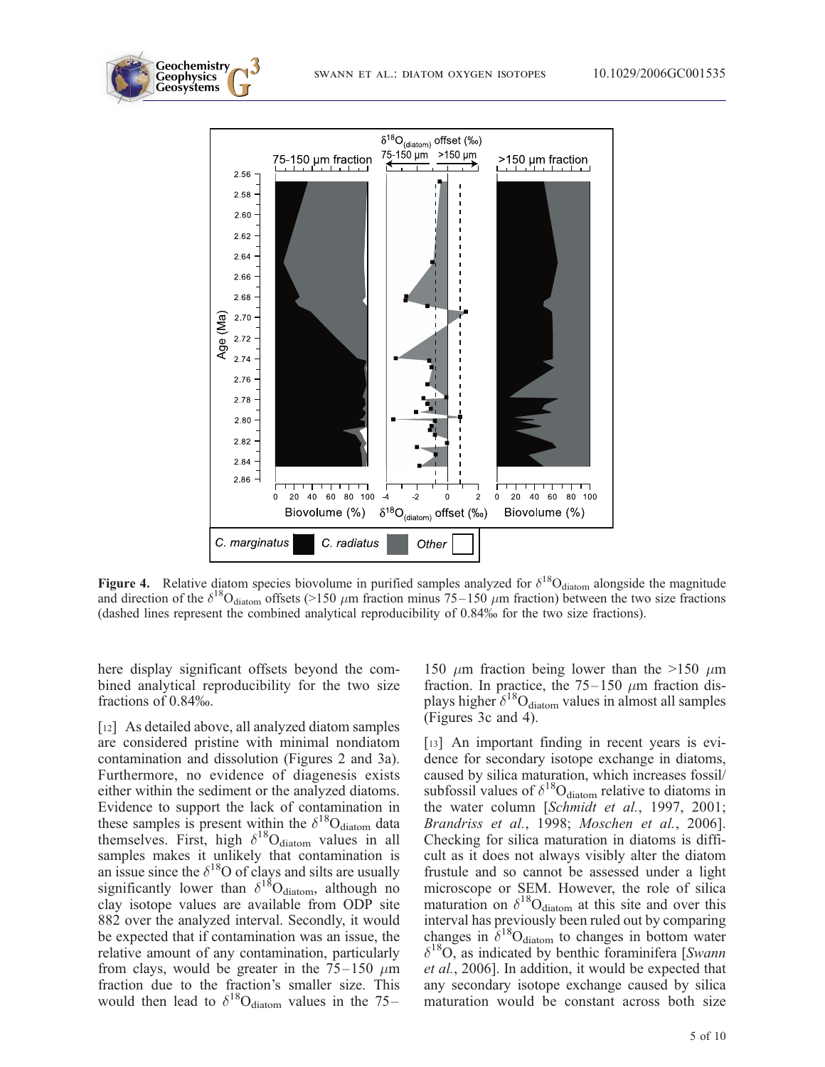**Figure 4.** Relative diatom species biovolume in purified samples analyzed for $\delta^{18}O_{diatom}$ alongside the magnitude and direction of the $\delta^{18}O_{diatom}$ offsets (>150 $\mu$m fraction minus 75–150 $\mu$m fraction) between the two size fractions (dashed lines represent the combined analytical reproducibility of 0.84‰ for the two size fractions).

here display significant offsets beyond the combined analytical reproducibility for the two size fractions of 0.84‰.

[12] As detailed above, all analyzed diatom samples are considered pristine with minimal nondiatom contamination and dissolution (Figures 2 and 3a). Furthermore, no evidence of diagenesis exists either within the sediment or the analyzed diatoms. Evidence to support the lack of contamination in these samples is present within the $\delta^{18}O_{diatom}$ data themselves. First, high $\delta^{18}O_{diatom}$ values in all samples makes it unlikely that contamination is an issue since the $\delta^{18}O$ of clays and silts are usually significantly lower than $\delta^{18}O_{diatom}$, although no clay isotope values are available from ODP site 882 over the analyzed interval. Secondly, it would be expected that if contamination was an issue, the relative amount of any contamination, particularly from clays, would be greater in the 75–150 $\mu$m fraction due to the fraction's smaller size. This would then lead to $\delta^{18}O_{diatom}$ values in the 75–150 $\mu$m fraction being lower than the >150 $\mu$m fraction. In practice, the 75–150 $\mu$m fraction displays higher $\delta^{18}O_{diatom}$ values in almost all samples (Figures 3c and 4).

[13] An important finding in recent years is evidence for secondary isotope exchange in diatoms, caused by silica maturation, which increases fossil/subfossil values of $\delta^{18}O_{diatom}$ relative to diatoms in the water column [*Schmidt et al.*, 1997, 2001; *Brandriss et al.*, 1998; *Moschen et al.*, 2006]. Checking for silica maturation in diatoms is difficult as it does not always visibly alter the diatom frustule and so cannot be assessed under a light microscope or SEM. However, the role of silica maturation on $\delta^{18}O_{diatom}$ at this site and over this interval has previously been ruled out by comparing changes in $\delta^{18}O_{diatom}$ to changes in bottom water $\delta^{18}O$, as indicated by benthic foraminifera [*Swann et al.*, 2006]. In addition, it would be expected that any secondary isotope exchange caused by silica maturation would be constant across both size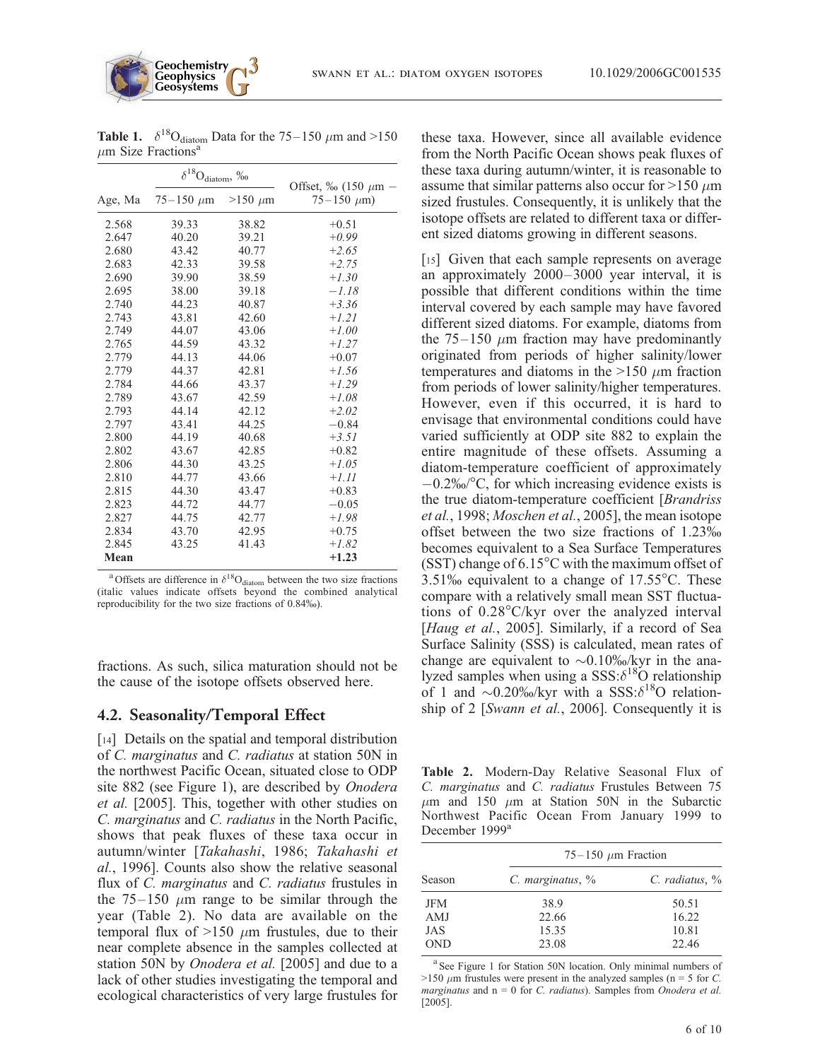**Table 1.** $\delta^{18}O_{diatom}$ Data for the 75–150 $\mu$m and >150 $\mu$m Size Fractions[a]

| | $\delta^{18}O_{diatom}$, ‰ | | |
|---|---|---|---|
| Age, Ma | 75–150 $\mu$m | >150 $\mu$m | Offset, ‰ (150 $\mu$m − 75–150 $\mu$m) |
| 2.568 | 39.33 | 38.82 | +0.51 |
| 2.647 | 40.20 | 39.21 | *+0.99* |
| 2.680 | 43.42 | 40.77 | *+2.65* |
| 2.683 | 42.33 | 39.58 | *+2.75* |
| 2.690 | 39.90 | 38.59 | *+1.30* |
| 2.695 | 38.00 | 39.18 | *−1.18* |
| 2.740 | 44.23 | 40.87 | *+3.36* |
| 2.743 | 43.81 | 42.60 | *+1.21* |
| 2.749 | 44.07 | 43.06 | *+1.00* |
| 2.765 | 44.59 | 43.32 | *+1.27* |
| 2.779 | 44.13 | 44.06 | +0.07 |
| 2.779 | 44.37 | 42.81 | *+1.56* |
| 2.784 | 44.66 | 43.37 | *+1.29* |
| 2.789 | 43.67 | 42.59 | *+1.08* |
| 2.793 | 44.14 | 42.12 | *+2.02* |
| 2.797 | 43.41 | 44.25 | −0.84 |
| 2.800 | 44.19 | 40.68 | *+3.51* |
| 2.802 | 43.67 | 42.85 | +0.82 |
| 2.806 | 44.30 | 43.25 | *+1.05* |
| 2.810 | 44.77 | 43.66 | *+1.11* |
| 2.815 | 44.30 | 43.47 | +0.83 |
| 2.823 | 44.72 | 44.77 | −0.05 |
| 2.827 | 44.75 | 42.77 | *+1.98* |
| 2.834 | 43.70 | 42.95 | +0.75 |
| 2.845 | 43.25 | 41.43 | *+1.82* |
| **Mean** | | | **+1.23** |

[a] Offsets are difference in $\delta^{18}O_{diatom}$ between the two size fractions (italic values indicate offsets beyond the combined analytical reproducibility for the two size fractions of 0.84‰).

fractions. As such, silica maturation should not be the cause of the isotope offsets observed here.

## 4.2. Seasonality/Temporal Effect

[14] Details on the spatial and temporal distribution of *C. marginatus* and *C. radiatus* at station 50N in the northwest Pacific Ocean, situated close to ODP site 882 (see Figure 1), are described by *Onodera et al.* [2005]. This, together with other studies on *C. marginatus* and *C. radiatus* in the North Pacific, shows that peak fluxes of these taxa occur in autumn/winter [*Takahashi*, 1986; *Takahashi et al.*, 1996]. Counts also show the relative seasonal flux of *C. marginatus* and *C. radiatus* frustules in the 75–150 $\mu$m range to be similar through the year (Table 2). No data are available on the temporal flux of >150 $\mu$m frustules, due to their near complete absence in the samples collected at station 50N by *Onodera et al.* [2005] and due to a lack of other studies investigating the temporal and ecological characteristics of very large frustules for these taxa. However, since all available evidence from the North Pacific Ocean shows peak fluxes of these taxa during autumn/winter, it is reasonable to assume that similar patterns also occur for >150 $\mu$m sized frustules. Consequently, it is unlikely that the isotope offsets are related to different taxa or different sized diatoms growing in different seasons.

[15] Given that each sample represents on average an approximately 2000–3000 year interval, it is possible that different conditions within the time interval covered by each sample may have favored different sized diatoms. For example, diatoms from the 75–150 $\mu$m fraction may have predominantly originated from periods of higher salinity/lower temperatures and diatoms in the >150 $\mu$m fraction from periods of lower salinity/higher temperatures. However, even if this occurred, it is hard to envisage that environmental conditions could have varied sufficiently at ODP site 882 to explain the entire magnitude of these offsets. Assuming a diatom-temperature coefficient of approximately −0.2‰/°C, for which increasing evidence exists is the true diatom-temperature coefficient [*Brandriss et al.*, 1998; *Moschen et al.*, 2005], the mean isotope offset between the two size fractions of 1.23‰ becomes equivalent to a Sea Surface Temperatures (SST) change of 6.15°C with the maximum offset of 3.51‰ equivalent to a change of 17.55°C. These compare with a relatively small mean SST fluctuations of 0.28°C/kyr over the analyzed interval [*Haug et al.*, 2005]. Similarly, if a record of Sea Surface Salinity (SSS) is calculated, mean rates of change are equivalent to ~0.10‰/kyr in the analyzed samples when using a SSS:$\delta^{18}O$ relationship of 1 and ~0.20‰/kyr with a SSS:$\delta^{18}O$ relationship of 2 [*Swann et al.*, 2006]. Consequently it is

**Table 2.** Modern-Day Relative Seasonal Flux of *C. marginatus* and *C. radiatus* Frustules Between 75 $\mu$m and 150 $\mu$m at Station 50N in the Subarctic Northwest Pacific Ocean From January 1999 to December 1999[a]

| | 75–150 $\mu$m Fraction | |
|---|---|---|
| Season | *C. marginatus*, % | *C. radiatus*, % |
| JFM | 38.9 | 50.51 |
| AMJ | 22.66 | 16.22 |
| JAS | 15.35 | 10.81 |
| OND | 23.08 | 22.46 |

[a] See Figure 1 for Station 50N location. Only minimal numbers of >150 $\mu$m frustules were present in the analyzed samples (n = 5 for *C. marginatus* and n = 0 for *C. radiatus*). Samples from *Onodera et al.* [2005].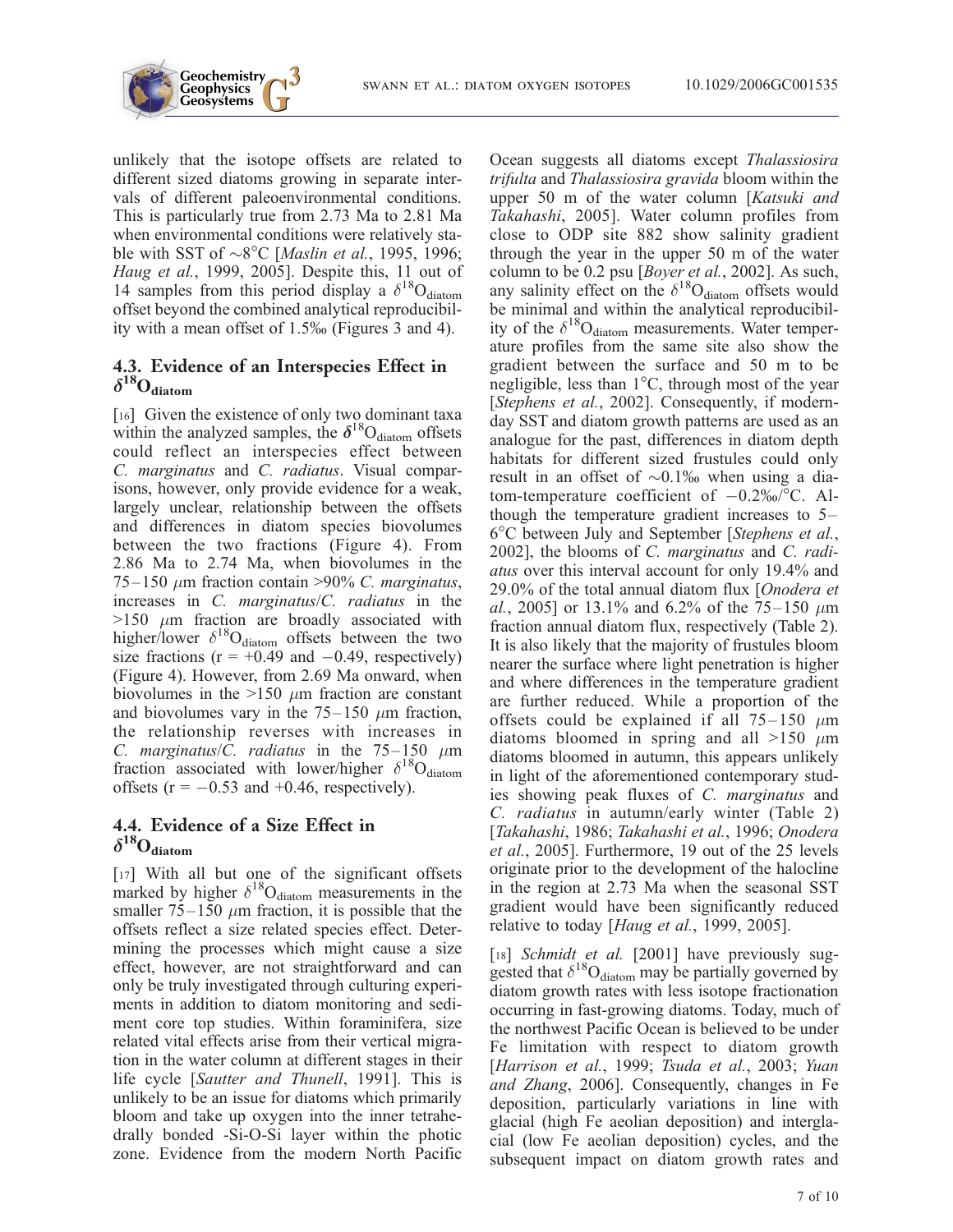unlikely that the isotope offsets are related to different sized diatoms growing in separate intervals of different paleoenvironmental conditions. This is particularly true from 2.73 Ma to 2.81 Ma when environmental conditions were relatively stable with SST of ~8°C [*Maslin et al.*, 1995, 1996; *Haug et al.*, 1999, 2005]. Despite this, 11 out of 14 samples from this period display a $\delta^{18}O_{diatom}$ offset beyond the combined analytical reproducibility with a mean offset of 1.5‰ (Figures 3 and 4).

## 4.3. Evidence of an Interspecies Effect in $\delta^{18}O_{diatom}$

[16] Given the existence of only two dominant taxa within the analyzed samples, the $\delta^{18}O_{diatom}$ offsets could reflect an interspecies effect between *C. marginatus* and *C. radiatus*. Visual comparisons, however, only provide evidence for a weak, largely unclear, relationship between the offsets and differences in diatom species biovolumes between the two fractions (Figure 4). From 2.86 Ma to 2.74 Ma, when biovolumes in the 75–150 $\mu$m fraction contain >90% *C. marginatus*, increases in *C. marginatus*/*C. radiatus* in the >150 $\mu$m fraction are broadly associated with higher/lower $\delta^{18}O_{diatom}$ offsets between the two size fractions (r = +0.49 and −0.49, respectively) (Figure 4). However, from 2.69 Ma onward, when biovolumes in the >150 $\mu$m fraction are constant and biovolumes vary in the 75–150 $\mu$m fraction, the relationship reverses with increases in *C. marginatus*/*C. radiatus* in the 75–150 $\mu$m fraction associated with lower/higher $\delta^{18}O_{diatom}$ offsets (r = −0.53 and +0.46, respectively).

## 4.4. Evidence of a Size Effect in $\delta^{18}O_{diatom}$

[17] With all but one of the significant offsets marked by higher $\delta^{18}O_{diatom}$ measurements in the smaller 75–150 $\mu$m fraction, it is possible that the offsets reflect a size related species effect. Determining the processes which might cause a size effect, however, are not straightforward and can only be truly investigated through culturing experiments in addition to diatom monitoring and sediment core top studies. Within foraminifera, size related vital effects arise from their vertical migration in the water column at different stages in their life cycle [*Sautter and Thunell*, 1991]. This is unlikely to be an issue for diatoms which primarily bloom and take up oxygen into the inner tetrahedrally bonded -Si-O-Si layer within the photic zone. Evidence from the modern North Pacific Ocean suggests all diatoms except *Thalassiosira trifulta* and *Thalassiosira gravida* bloom within the upper 50 m of the water column [*Katsuki and Takahashi*, 2005]. Water column profiles from close to ODP site 882 show salinity gradient through the year in the upper 50 m of the water column to be 0.2 psu [*Boyer et al.*, 2002]. As such, any salinity effect on the $\delta^{18}O_{diatom}$ offsets would be minimal and within the analytical reproducibility of the $\delta^{18}O_{diatom}$ measurements. Water temperature profiles from the same site also show the gradient between the surface and 50 m to be negligible, less than 1°C, through most of the year [*Stephens et al.*, 2002]. Consequently, if modern-day SST and diatom growth patterns are used as an analogue for the past, differences in diatom depth habitats for different sized frustules could only result in an offset of ~0.1‰ when using a diatom-temperature coefficient of −0.2‰/°C. Although the temperature gradient increases to 5–6°C between July and September [*Stephens et al.*, 2002], the blooms of *C. marginatus* and *C. radiatus* over this interval account for only 19.4% and 29.0% of the total annual diatom flux [*Onodera et al.*, 2005] or 13.1% and 6.2% of the 75–150 $\mu$m fraction annual diatom flux, respectively (Table 2). It is also likely that the majority of frustules bloom nearer the surface where light penetration is higher and where differences in the temperature gradient are further reduced. While a proportion of the offsets could be explained if all 75–150 $\mu$m diatoms bloomed in spring and all >150 $\mu$m diatoms bloomed in autumn, this appears unlikely in light of the aforementioned contemporary studies showing peak fluxes of *C. marginatus* and *C. radiatus* in autumn/early winter (Table 2) [*Takahashi*, 1986; *Takahashi et al.*, 1996; *Onodera et al.*, 2005]. Furthermore, 19 out of the 25 levels originate prior to the development of the halocline in the region at 2.73 Ma when the seasonal SST gradient would have been significantly reduced relative to today [*Haug et al.*, 1999, 2005].

[18] *Schmidt et al.* [2001] have previously suggested that $\delta^{18}O_{diatom}$ may be partially governed by diatom growth rates with less isotope fractionation occurring in fast-growing diatoms. Today, much of the northwest Pacific Ocean is believed to be under Fe limitation with respect to diatom growth [*Harrison et al.*, 1999; *Tsuda et al.*, 2003; *Yuan and Zhang*, 2006]. Consequently, changes in Fe deposition, particularly variations in line with glacial (high Fe aeolian deposition) and interglacial (low Fe aeolian deposition) cycles, and the subsequent impact on diatom growth rates and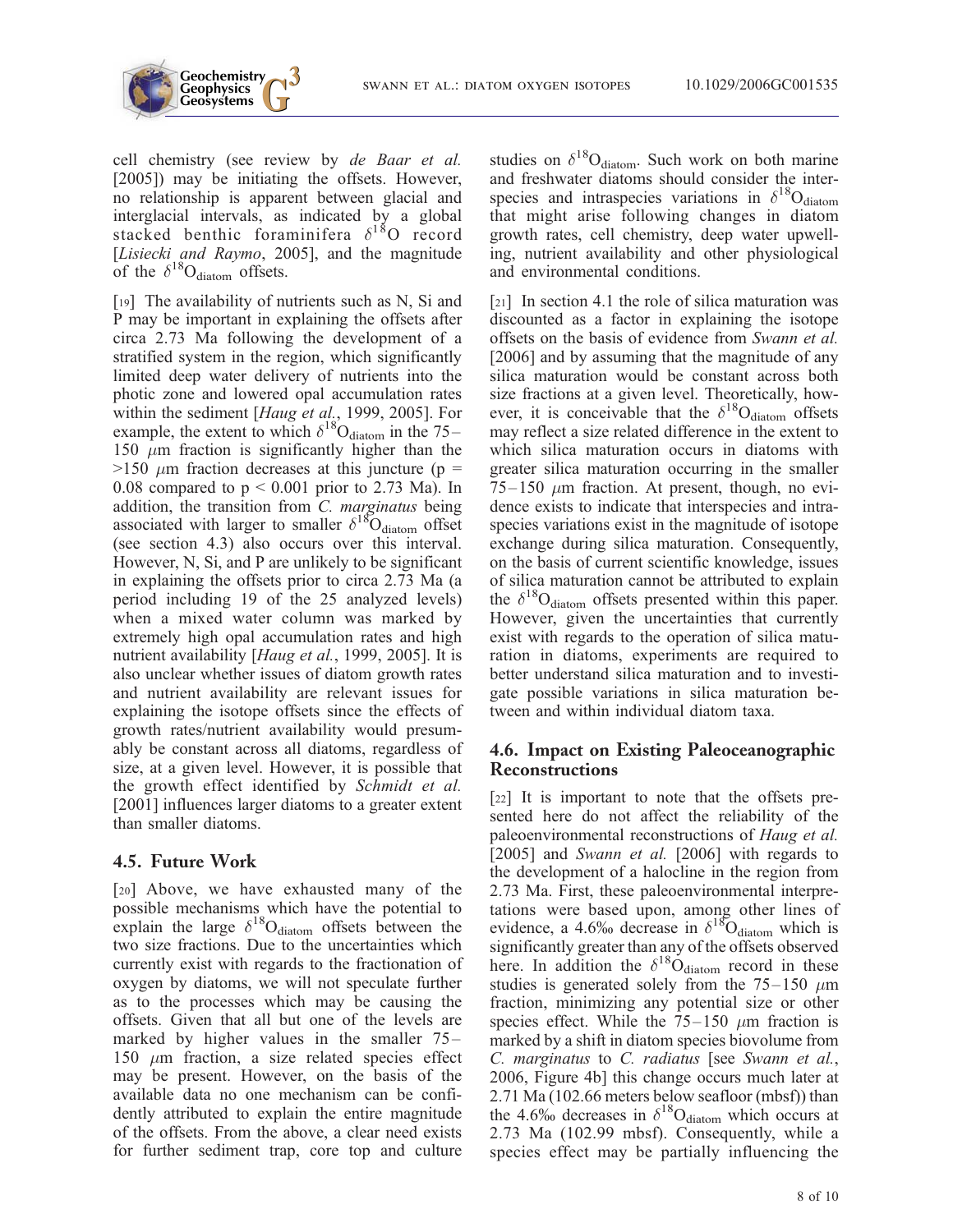cell chemistry (see review by *de Baar et al.* [2005]) may be initiating the offsets. However, no relationship is apparent between glacial and interglacial intervals, as indicated by a global stacked benthic foraminifera $\delta^{18}O$ record [*Lisiecki and Raymo*, 2005], and the magnitude of the $\delta^{18}O_{diatom}$ offsets.

[19] The availability of nutrients such as N, Si and P may be important in explaining the offsets after circa 2.73 Ma following the development of a stratified system in the region, which significantly limited deep water delivery of nutrients into the photic zone and lowered opal accumulation rates within the sediment [*Haug et al.*, 1999, 2005]. For example, the extent to which $\delta^{18}O_{diatom}$ in the 75–150 $\mu$m fraction is significantly higher than the >150 $\mu$m fraction decreases at this juncture ($p = 0.08$ compared to $p < 0.001$ prior to 2.73 Ma). In addition, the transition from *C. marginatus* being associated with larger to smaller $\delta^{18}O_{diatom}$ offset (see section 4.3) also occurs over this interval. However, N, Si, and P are unlikely to be significant in explaining the offsets prior to circa 2.73 Ma (a period including 19 of the 25 analyzed levels) when a mixed water column was marked by extremely high opal accumulation rates and high nutrient availability [*Haug et al.*, 1999, 2005]. It is also unclear whether issues of diatom growth rates and nutrient availability are relevant issues for explaining the isotope offsets since the effects of growth rates/nutrient availability would presumably be constant across all diatoms, regardless of size, at a given level. However, it is possible that the growth effect identified by *Schmidt et al.* [2001] influences larger diatoms to a greater extent than smaller diatoms.

## 4.5. Future Work

[20] Above, we have exhausted many of the possible mechanisms which have the potential to explain the large $\delta^{18}O_{diatom}$ offsets between the two size fractions. Due to the uncertainties which currently exist with regards to the fractionation of oxygen by diatoms, we will not speculate further as to the processes which may be causing the offsets. Given that all but one of the levels are marked by higher values in the smaller 75–150 $\mu$m fraction, a size related species effect may be present. However, on the basis of the available data no one mechanism can be confidently attributed to explain the entire magnitude of the offsets. From the above, a clear need exists for further sediment trap, core top and culture studies on $\delta^{18}O_{diatom}$. Such work on both marine and freshwater diatoms should consider the interspecies and intraspecies variations in $\delta^{18}O_{diatom}$ that might arise following changes in diatom growth rates, cell chemistry, deep water upwelling, nutrient availability and other physiological and environmental conditions.

[21] In section 4.1 the role of silica maturation was discounted as a factor in explaining the isotope offsets on the basis of evidence from *Swann et al.* [2006] and by assuming that the magnitude of any silica maturation would be constant across both size fractions at a given level. Theoretically, however, it is conceivable that the $\delta^{18}O_{diatom}$ offsets may reflect a size related difference in the extent to which silica maturation occurs in diatoms with greater silica maturation occurring in the smaller 75–150 $\mu$m fraction. At present, though, no evidence exists to indicate that interspecies and intraspecies variations exist in the magnitude of isotope exchange during silica maturation. Consequently, on the basis of current scientific knowledge, issues of silica maturation cannot be attributed to explain the $\delta^{18}O_{diatom}$ offsets presented within this paper. However, given the uncertainties that currently exist with regards to the operation of silica maturation in diatoms, experiments are required to better understand silica maturation and to investigate possible variations in silica maturation between and within individual diatom taxa.

## 4.6. Impact on Existing Paleoceanographic Reconstructions

[22] It is important to note that the offsets presented here do not affect the reliability of the paleoenvironmental reconstructions of *Haug et al.* [2005] and *Swann et al.* [2006] with regards to the development of a halocline in the region from 2.73 Ma. First, these paleoenvironmental interpretations were based upon, among other lines of evidence, a 4.6‰ decrease in $\delta^{18}O_{diatom}$ which is significantly greater than any of the offsets observed here. In addition the $\delta^{18}O_{diatom}$ record in these studies is generated solely from the 75–150 $\mu$m fraction, minimizing any potential size or other species effect. While the 75–150 $\mu$m fraction is marked by a shift in diatom species biovolume from *C. marginatus* to *C. radiatus* [see *Swann et al.*, 2006, Figure 4b] this change occurs much later at 2.71 Ma (102.66 meters below seafloor (mbsf)) than the 4.6‰ decreases in $\delta^{18}O_{diatom}$ which occurs at 2.73 Ma (102.99 mbsf). Consequently, while a species effect may be partially influencing the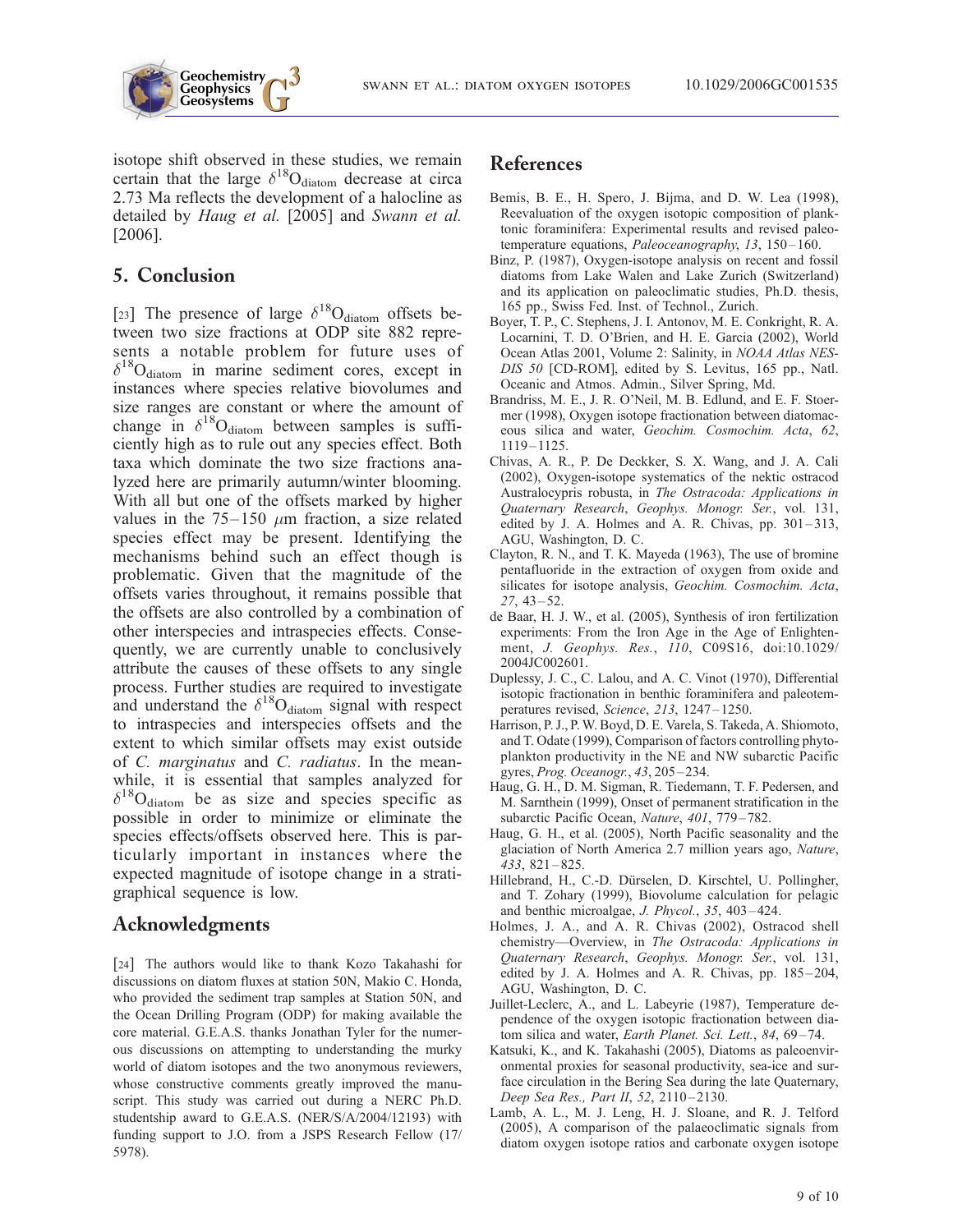isotope shift observed in these studies, we remain certain that the large $\delta^{18}O_{diatom}$ decrease at circa 2.73 Ma reflects the development of a halocline as detailed by *Haug et al.* [2005] and *Swann et al.* [2006].

## 5. Conclusion

[23] The presence of large $\delta^{18}O_{diatom}$ offsets between two size fractions at ODP site 882 represents a notable problem for future uses of $\delta^{18}O_{diatom}$ in marine sediment cores, except in instances where species relative biovolumes and size ranges are constant or where the amount of change in $\delta^{18}O_{diatom}$ between samples is sufficiently high as to rule out any species effect. Both taxa which dominate the two size fractions analyzed here are primarily autumn/winter blooming. With all but one of the offsets marked by higher values in the 75–150 $\mu$m fraction, a size related species effect may be present. Identifying the mechanisms behind such an effect though is problematic. Given that the magnitude of the offsets varies throughout, it remains possible that the offsets are also controlled by a combination of other interspecies and intraspecies effects. Consequently, we are currently unable to conclusively attribute the causes of these offsets to any single process. Further studies are required to investigate and understand the $\delta^{18}O_{diatom}$ signal with respect to intraspecies and interspecies offsets and the extent to which similar offsets may exist outside of *C. marginatus* and *C. radiatus*. In the meanwhile, it is essential that samples analyzed for $\delta^{18}O_{diatom}$ be as size and species specific as possible in order to minimize or eliminate the species effects/offsets observed here. This is particularly important in instances where the expected magnitude of isotope change in a stratigraphical sequence is low.

## Acknowledgments

[24] The authors would like to thank Kozo Takahashi for discussions on diatom fluxes at station 50N, Makio C. Honda, who provided the sediment trap samples at Station 50N, and the Ocean Drilling Program (ODP) for making available the core material. G.E.A.S. thanks Jonathan Tyler for the numerous discussions on attempting to understanding the murky world of diatom isotopes and the two anonymous reviewers, whose constructive comments greatly improved the manuscript. This study was carried out during a NERC Ph.D. studentship award to G.E.A.S. (NER/S/A/2004/12193) with funding support to J.O. from a JSPS Research Fellow (17/5978).

## References

Bemis, B. E., H. Spero, J. Bijma, and D. W. Lea (1998), Reevaluation of the oxygen isotopic composition of planktonic foraminifera: Experimental results and revised paleotemperature equations, *Paleoceanography*, *13*, 150–160.

Binz, P. (1987), Oxygen-isotope analysis on recent and fossil diatoms from Lake Walen and Lake Zurich (Switzerland) and its application on paleoclimatic studies, Ph.D. thesis, 165 pp., Swiss Fed. Inst. of Technol., Zurich.

Boyer, T. P., C. Stephens, J. I. Antonov, M. E. Conkright, R. A. Locarnini, T. D. O'Brien, and H. E. Garcia (2002), World Ocean Atlas 2001, Volume 2: Salinity, in *NOAA Atlas NESDIS 50* [CD-ROM], edited by S. Levitus, 165 pp., Natl. Oceanic and Atmos. Admin., Silver Spring, Md.

Brandriss, M. E., J. R. O'Neil, M. B. Edlund, and E. F. Stoermer (1998), Oxygen isotope fractionation between diatomaceous silica and water, *Geochim. Cosmochim. Acta*, *62*, 1119–1125.

Chivas, A. R., P. De Deckker, S. X. Wang, and J. A. Cali (2002), Oxygen-isotope systematics of the nektic ostracod Australocypris robusta, in *The Ostracoda: Applications in Quaternary Research*, *Geophys. Monogr. Ser.*, vol. 131, edited by J. A. Holmes and A. R. Chivas, pp. 301–313, AGU, Washington, D. C.

Clayton, R. N., and T. K. Mayeda (1963), The use of bromine pentafluoride in the extraction of oxygen from oxide and silicates for isotope analysis, *Geochim. Cosmochim. Acta*, *27*, 43–52.

de Baar, H. J. W., et al. (2005), Synthesis of iron fertilization experiments: From the Iron Age in the Age of Enlightenment, *J. Geophys. Res.*, *110*, C09S16, doi:10.1029/2004JC002601.

Duplessy, J. C., C. Lalou, and A. C. Vinot (1970), Differential isotopic fractionation in benthic foraminifera and paleotemperatures revised, *Science*, *213*, 1247–1250.

Harrison, P. J., P. W. Boyd, D. E. Varela, S. Takeda, A. Shiomoto, and T. Odate (1999), Comparison of factors controlling phytoplankton productivity in the NE and NW subarctic Pacific gyres, *Prog. Oceanogr.*, *43*, 205–234.

Haug, G. H., D. M. Sigman, R. Tiedemann, T. F. Pedersen, and M. Sarnthein (1999), Onset of permanent stratification in the subarctic Pacific Ocean, *Nature*, *401*, 779–782.

Haug, G. H., et al. (2005), North Pacific seasonality and the glaciation of North America 2.7 million years ago, *Nature*, *433*, 821–825.

Hillebrand, H., C.-D. Dürselen, D. Kirschtel, U. Pollingher, and T. Zohary (1999), Biovolume calculation for pelagic and benthic microalgae, *J. Phycol.*, *35*, 403–424.

Holmes, J. A., and A. R. Chivas (2002), Ostracod shell chemistry—Overview, in *The Ostracoda: Applications in Quaternary Research*, *Geophys. Monogr. Ser.*, vol. 131, edited by J. A. Holmes and A. R. Chivas, pp. 185–204, AGU, Washington, D. C.

Juillet-Leclerc, A., and L. Labeyrie (1987), Temperature dependence of the oxygen isotopic fractionation between diatom silica and water, *Earth Planet. Sci. Lett.*, *84*, 69–74.

Katsuki, K., and K. Takahashi (2005), Diatoms as paleoenvironmental proxies for seasonal productivity, sea-ice and surface circulation in the Bering Sea during the late Quaternary, *Deep Sea Res., Part II*, *52*, 2110–2130.

Lamb, A. L., M. J. Leng, H. J. Sloane, and R. J. Telford (2005), A comparison of the palaeoclimatic signals from diatom oxygen isotope ratios and carbonate oxygen isotope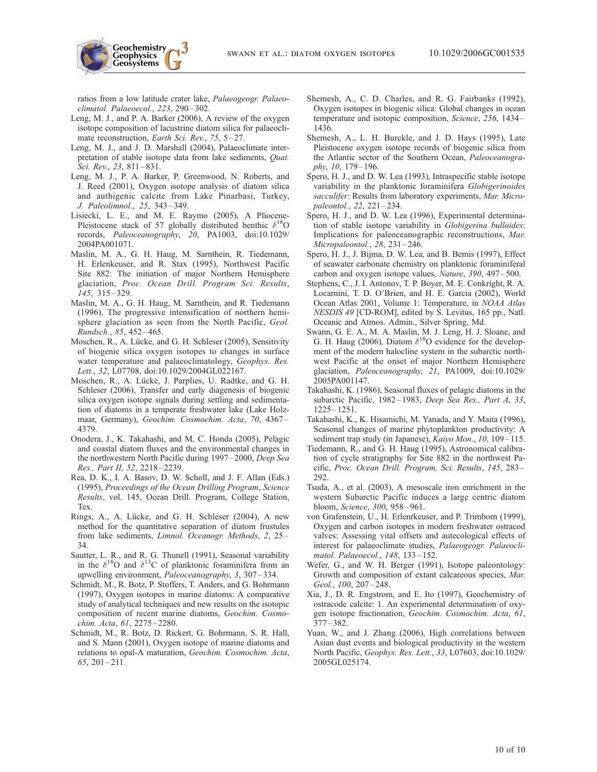ratios from a low latitude crater lake, *Palaeogeogr. Palaeoclimatol. Palaeoecol.*, *223*, 290–302.

Leng, M. J., and P. A. Barker (2006), A review of the oxygen isotope composition of lacustrine diatom silica for palaeoclimate reconstruction, *Earth Sci. Rev.*, *75*, 5–27.

Leng, M. J., and J. D. Marshall (2004), Palaeoclimate interpretation of stable isotope data from lake sediments, *Quat. Sci. Rev.*, *23*, 811–831.

Leng, M. J., P. A. Barker, P. Greenwood, N. Roberts, and J. Reed (2001), Oxygen isotope analysis of diatom silica and authigenic calcite from Lake Pinarbasi, Turkey, *J. Paleolimnol.*, *25*, 343–349.

Lisiecki, L. E., and M. E. Raymo (2005), A Pliocene-Pleistocene stack of 57 globally distributed benthic $\delta^{18}$O records, *Paleoceanography*, *20*, PA1003, doi:10.1029/2004PA001071.

Maslin, M. A., G. H. Haug, M. Sarnthein, R. Tiedemann, H. Erlenkeuser, and R. Stax (1995), Northwest Pacific Site 882: The initiation of major Northern Hemisphere glaciation, *Proc. Ocean Drill. Program Sci. Results*, *145*, 315–329.

Maslin, M. A., G. H. Haug, M. Sarnthein, and R. Tiedemann (1996), The progressive intensification of northern hemisphere glaciation as seen from the North Pacific, *Geol. Rundsch.*, *85*, 452–465.

Moschen, R., A. Lücke, and G. H. Schleser (2005), Sensitivity of biogenic silica oxygen isotopes to changes in surface water temperature and palaeoclimatology, *Geophys. Res. Lett.*, *32*, L07708, doi:10.1029/2004GL022167.

Moschen, R., A. Lücke, J. Parplies, U. Radtke, and G. H. Schleser (2006), Transfer and early diagenesis of biogenic silica oxygen isotope signals during settling and sedimentation of diatoms in a temperate freshwater lake (Lake Holzmaar, Germany), *Geochim. Cosmochim. Acta*, *70*, 4367–4379.

Onodera, J., K. Takahashi, and M. C. Honda (2005), Pelagic and coastal diatom fluxes and the environmental changes in the northwestern North Pacific during 1997–2000, *Deep Sea Res., Part II*, *52*, 2218–2239.

Rea, D. K., I. A. Basov, D. W. Scholl, and J. F. Allan (Eds.) (1995), *Proceedings of the Ocean Drilling Program*, *Science Results*, vol. 145, Ocean Drill. Program, College Station, Tex.

Rings, A., A. Lücke, and G. H. Schleser (2004), A new method for the quantitative separation of diatom frustules from lake sediments, *Limnol. Oceanogr. Methods*, *2*, 25–34.

Sautter, L. R., and R. G. Thunell (1991), Seasonal variability in the $\delta^{18}$O and $\delta^{13}$C of planktonic foraminifera from an upwelling environment, *Paleoceanography*, *3*, 307–334.

Schmidt, M., R. Botz, P. Stoffers, T. Anders, and G. Bohrmann (1997), Oxygen isotopes in marine diatoms: A comparative study of analytical techniques and new results on the isotopic composition of recent marine diatoms, *Geochim. Cosmochim. Acta*, *61*, 2275–2280.

Schmidt, M., R. Botz, D. Rickert, G. Bohrmann, S. R. Hall, and S. Mann (2001), Oxygen isotope of marine diatoms and relations to opal-A maturation, *Geochim. Cosmochim. Acta*, *65*, 201–211.

Shemesh, A., C. D. Charles, and R. G. Fairbanks (1992), Oxygen isotopes in biogenic silica: Global changes in ocean temperature and isotopic composition, *Science*, *256*, 1434–1436.

Shemesh, A., L. H. Burckle, and J. D. Hays (1995), Late Pleistocene oxygen isotope records of biogenic silica from the Atlantic sector of the Southern Ocean, *Paleoceanography*, *10*, 179–196.

Spero, H. J., and D. W. Lea (1993), Intraspecific stable isotope variability in the planktonic foraminifera *Globigerinoides sacculifer*: Results from laboratory experiments, *Mar. Micropaleontol.*, *22*, 221–234.

Spero, H. J., and D. W. Lea (1996), Experimental determination of stable isotope variability in *Globigerina bulloides*: Implications for paleoceanographic reconstructions, *Mar. Micropaleontol.*, *28*, 231–246.

Spero, H. J., J. Bijma, D. W. Lea, and B. Bemis (1997), Effect of seawater carbonate chemistry on planktonic foraminiferal carbon and oxygen isotope values, *Nature*, *390*, 497–500.

Stephens, C., J. I. Antonov, T. P. Boyer, M. E. Conkright, R. A. Locarnini, T. D. O'Brien, and H. E. Garcia (2002), World Ocean Atlas 2001, Volume 1: Temperature, in *NOAA Atlas NESDIS 49* [CD-ROM], edited by S. Levitus, 165 pp., Natl. Oceanic and Atmos. Admin., Silver Spring, Md.

Swann, G. E. A., M. A. Maslin, M. J. Leng, H. J. Sloane, and G. H. Haug (2006), Diatom $\delta^{18}$O evidence for the development of the modern halocline system in the subarctic northwest Pacific at the onset of major Northern Hemisphere glaciation, *Paleoceanography*, *21*, PA1009, doi:10.1029/2005PA001147.

Takahashi, K. (1986), Seasonal fluxes of pelagic diatoms in the subarctic Pacific, 1982–1983, *Deep Sea Res., Part A*, *33*, 1225–1251.

Takahashi, K., K. Hisamichi, M. Yanada, and Y. Maita (1996), Seasonal changes of marine phytoplankton productivity: A sediment trap study (in Japanese), *Kaiyo Mon.*, *10*, 109–115.

Tiedemann, R., and G. H. Haug (1995), Astronomical calibration of cycle stratigraphy for Site 882 in the northwest Pacific, *Proc. Ocean Drill. Program, Sci. Results*, *145*, 283–292.

Tsuda, A., et al. (2003), A mesoscale iron enrichment in the western Subarctic Pacific induces a large centric diatom bloom, *Science*, *300*, 958–961.

von Grafenstein, U., H. Erlenrkeuser, and P. Trimborn (1999), Oxygen and carbon isotopes in modern freshwater ostracod valves: Assessing vital offsets and autecological effects of interest for palaeoclimate studies, *Palaeogeogr. Palaeoclimatol. Palaeoecol.*, *148*, 133–152.

Wefer, G., and W. H. Berger (1991), Isotope paleontology: Growth and composition of extant calcareous species, *Mar. Geol.*, *100*, 207–248.

Xia, J., D. R. Engstrom, and E. Ito (1997), Geochemistry of ostracode calcite: 1. An experimental determination of oxygen isotope fractionation, *Geochim. Cosmochim. Acta*, *61*, 377–382.

Yuan, W., and J. Zhang (2006), High correlations between Asian dust events and biological productivity in the western North Pacific, *Geophys. Res. Lett.*, *33*, L07603, doi:10.1029/2005GL025174.